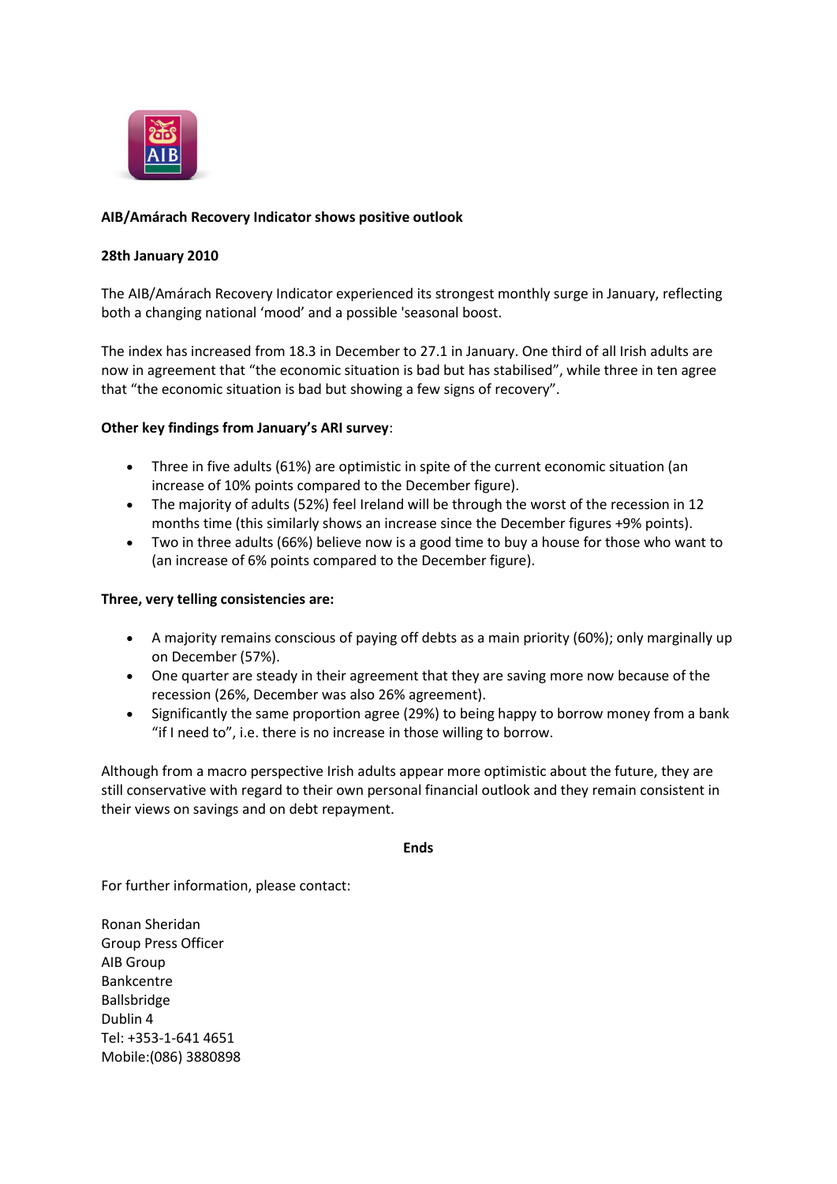**AIB/Amárach Recovery Indicator shows positive outlook**

**28th January 2010**

The AIB/Amárach Recovery Indicator experienced its strongest monthly surge in January, reflecting both a changing national 'mood' and a possible 'seasonal boost.

The index has increased from 18.3 in December to 27.1 in January. One third of all Irish adults are now in agreement that "the economic situation is bad but has stabilised", while three in ten agree that "the economic situation is bad but showing a few signs of recovery".

**Other key findings from January's ARI survey**:

- Three in five adults (61%) are optimistic in spite of the current economic situation (an increase of 10% points compared to the December figure).
- The majority of adults (52%) feel Ireland will be through the worst of the recession in 12 months time (this similarly shows an increase since the December figures +9% points).
- Two in three adults (66%) believe now is a good time to buy a house for those who want to (an increase of 6% points compared to the December figure).

**Three, very telling consistencies are:**

- A majority remains conscious of paying off debts as a main priority (60%); only marginally up on December (57%).
- One quarter are steady in their agreement that they are saving more now because of the recession (26%, December was also 26% agreement).
- Significantly the same proportion agree (29%) to being happy to borrow money from a bank "if I need to", i.e. there is no increase in those willing to borrow.

Although from a macro perspective Irish adults appear more optimistic about the future, they are still conservative with regard to their own personal financial outlook and they remain consistent in their views on savings and on debt repayment.

**Ends**

For further information, please contact:

Ronan Sheridan
Group Press Officer
AIB Group
Bankcentre
Ballsbridge
Dublin 4
Tel: +353-1-641 4651
Mobile:(086) 3880898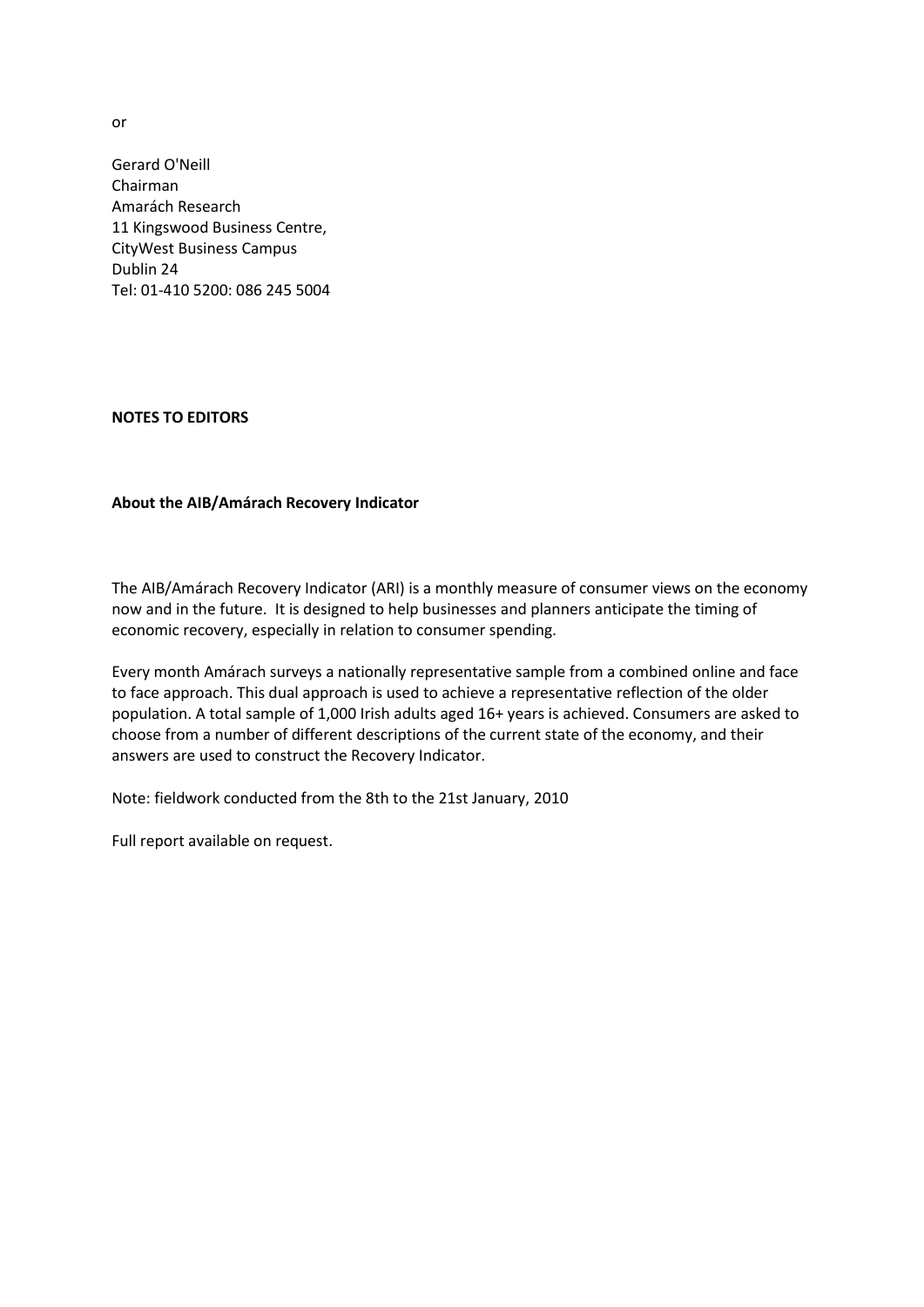or

Gerard O'Neill
Chairman
Amarách Research
11 Kingswood Business Centre,
CityWest Business Campus
Dublin 24
Tel: 01-410 5200: 086 245 5004

**NOTES TO EDITORS**

**About the AIB/Amárach Recovery Indicator**

The AIB/Amárach Recovery Indicator (ARI) is a monthly measure of consumer views on the economy now and in the future. It is designed to help businesses and planners anticipate the timing of economic recovery, especially in relation to consumer spending.

Every month Amárach surveys a nationally representative sample from a combined online and face to face approach. This dual approach is used to achieve a representative reflection of the older population. A total sample of 1,000 Irish adults aged 16+ years is achieved. Consumers are asked to choose from a number of different descriptions of the current state of the economy, and their answers are used to construct the Recovery Indicator.

Note: fieldwork conducted from the 8th to the 21st January, 2010

Full report available on request.